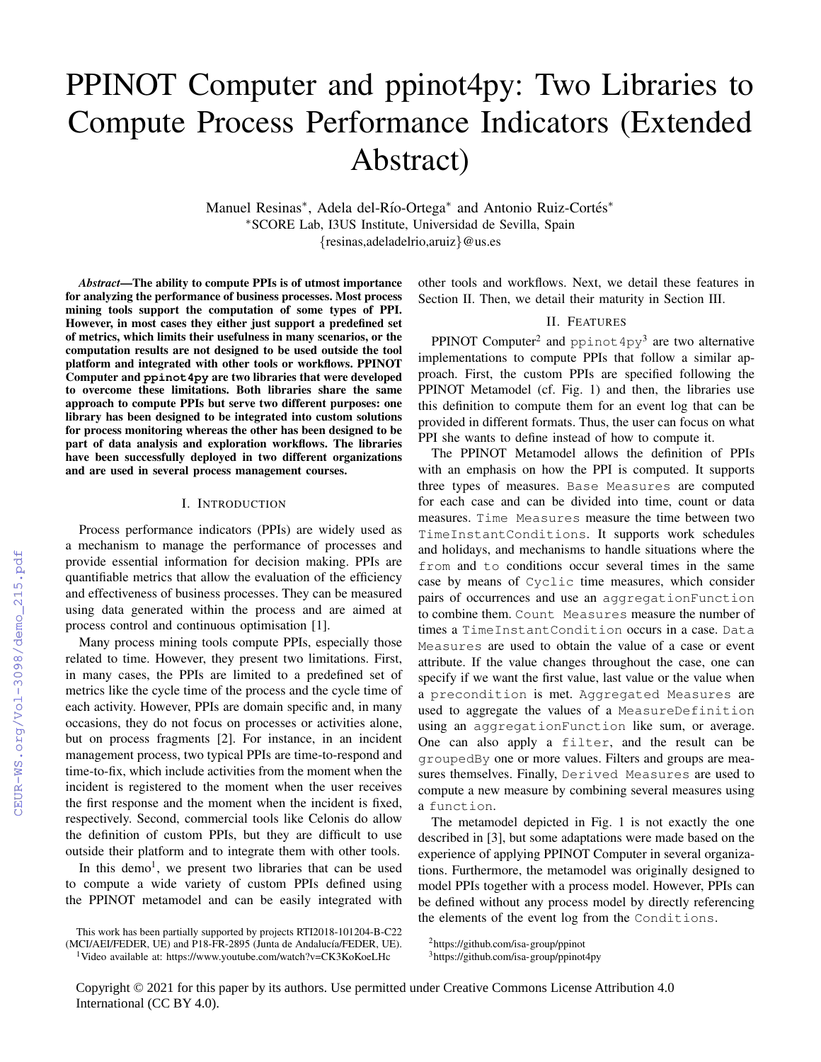# PPINOT Computer and ppinot4py: Two Libraries to Compute Process Performance Indicators (Extended Abstract)

Manuel Resinas*, Adela del-Río-Ortega* and Antonio Ruiz-Cortés*

*SCORE Lab, I3US Institute, Universidad de Sevilla, Spain

{resinas,adeladelrio,aruiz}@us.es

***Abstract*—The ability to compute PPIs is of utmost importance for analyzing the performance of business processes. Most process mining tools support the computation of some types of PPI. However, in most cases they either just support a predefined set of metrics, which limits their usefulness in many scenarios, or the computation results are not designed to be used outside the tool platform and integrated with other tools or workflows. PPINOT Computer and `ppinot4py` are two libraries that were developed to overcome these limitations. Both libraries share the same approach to compute PPIs but serve two different purposes: one library has been designed to be integrated into custom solutions for process monitoring whereas the other has been designed to be part of data analysis and exploration workflows. The libraries have been successfully deployed in two different organizations and are used in several process management courses.**

## I. Introduction

Process performance indicators (PPIs) are widely used as a mechanism to manage the performance of processes and provide essential information for decision making. PPIs are quantifiable metrics that allow the evaluation of the efficiency and effectiveness of business processes. They can be measured using data generated within the process and are aimed at process control and continuous optimisation [1].

Many process mining tools compute PPIs, especially those related to time. However, they present two limitations. First, in many cases, the PPIs are limited to a predefined set of metrics like the cycle time of the process and the cycle time of each activity. However, PPIs are domain specific and, in many occasions, they do not focus on processes or activities alone, but on process fragments [2]. For instance, in an incident management process, two typical PPIs are time-to-respond and time-to-fix, which include activities from the moment when the incident is registered to the moment when the user receives the first response and the moment when the incident is fixed, respectively. Second, commercial tools like Celonis do allow the definition of custom PPIs, but they are difficult to use outside their platform and to integrate them with other tools.

In this demo[1], we present two libraries that can be used to compute a wide variety of custom PPIs defined using the PPINOT metamodel and can be easily integrated with other tools and workflows. Next, we detail these features in Section II. Then, we detail their maturity in Section III.

## II. Features

PPINOT Computer[2] and `ppinot4py`[3] are two alternative implementations to compute PPIs that follow a similar approach. First, the custom PPIs are specified following the PPINOT Metamodel (cf. Fig. 1) and then, the libraries use this definition to compute them for an event log that can be provided in different formats. Thus, the user can focus on what PPI she wants to define instead of how to compute it.

The PPINOT Metamodel allows the definition of PPIs with an emphasis on how the PPI is computed. It supports three types of measures. `Base Measures` are computed for each case and can be divided into time, count or data measures. `Time Measures` measure the time between two `TimeInstantConditions`. It supports work schedules and holidays, and mechanisms to handle situations where the `from` and `to` conditions occur several times in the same case by means of `Cyclic` time measures, which consider pairs of occurrences and use an `aggregationFunction` to combine them. `Count Measures` measure the number of times a `TimeInstantCondition` occurs in a case. `Data Measures` are used to obtain the value of a case or event attribute. If the value changes throughout the case, one can specify if we want the first value, last value or the value when a `precondition` is met. `Aggregated Measures` are used to aggregate the values of a `MeasureDefinition` using an `aggregationFunction` like sum, or average. One can also apply a `filter`, and the result can be `groupedBy` one or more values. Filters and groups are measures themselves. Finally, `Derived Measures` are used to compute a new measure by combining several measures using a `function`.

The metamodel depicted in Fig. 1 is not exactly the one described in [3], but some adaptations were made based on the experience of applying PPINOT Computer in several organizations. Furthermore, the metamodel was originally designed to model PPIs together with a process model. However, PPIs can be defined without any process model by directly referencing the elements of the event log from the `Conditions`.

This work has been partially supported by projects RTI2018-101204-B-C22 (MCI/AEI/FEDER, UE) and P18-FR-2895 (Junta de Andalucía/FEDER, UE).

[1] Video available at: https://www.youtube.com/watch?v=CK3KoKoeLHc

[2] https://github.com/isa-group/ppinot

[3] https://github.com/isa-group/ppinot4py

Copyright © 2021 for this paper by its authors. Use permitted under Creative Commons License Attribution 4.0 International (CC BY 4.0).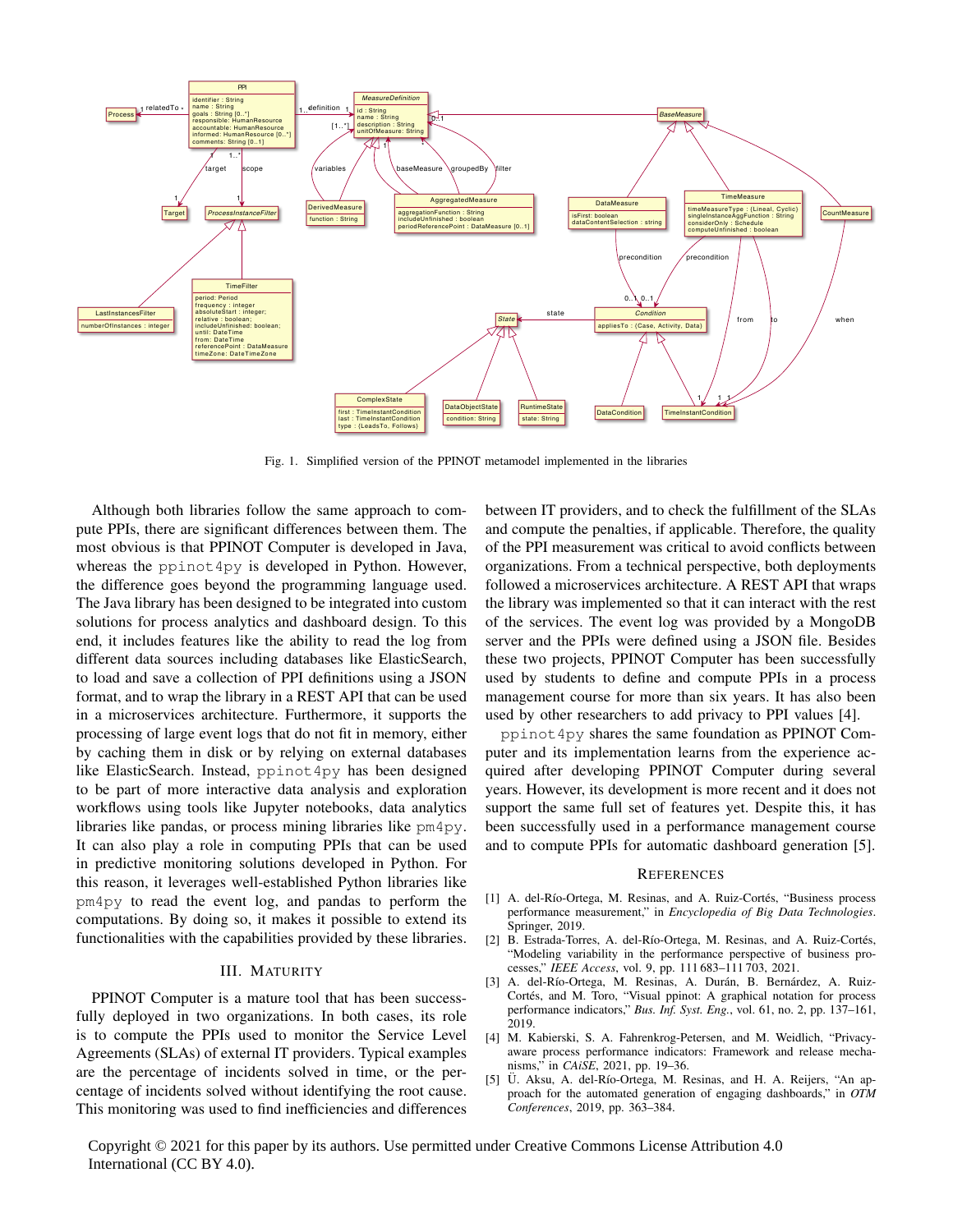Fig. 1. Simplified version of the PPINOT metamodel implemented in the libraries

Although both libraries follow the same approach to compute PPIs, there are significant differences between them. The most obvious is that PPINOT Computer is developed in Java, whereas the `ppinot4py` is developed in Python. However, the difference goes beyond the programming language used. The Java library has been designed to be integrated into custom solutions for process analytics and dashboard design. To this end, it includes features like the ability to read the log from different data sources including databases like ElasticSearch, to load and save a collection of PPI definitions using a JSON format, and to wrap the library in a REST API that can be used in a microservices architecture. Furthermore, it supports the processing of large event logs that do not fit in memory, either by caching them in disk or by relying on external databases like ElasticSearch. Instead, `ppinot4py` has been designed to be part of more interactive data analysis and exploration workflows using tools like Jupyter notebooks, data analytics libraries like pandas, or process mining libraries like `pm4py`. It can also play a role in computing PPIs that can be used in predictive monitoring solutions developed in Python. For this reason, it leverages well-established Python libraries like `pm4py` to read the event log, and pandas to perform the computations. By doing so, it makes it possible to extend its functionalities with the capabilities provided by these libraries.

## III. Maturity

PPINOT Computer is a mature tool that has been successfully deployed in two organizations. In both cases, its role is to compute the PPIs used to monitor the Service Level Agreements (SLAs) of external IT providers. Typical examples are the percentage of incidents solved in time, or the percentage of incidents solved without identifying the root cause. This monitoring was used to find inefficiencies and differences between IT providers, and to check the fulfillment of the SLAs and compute the penalties, if applicable. Therefore, the quality of the PPI measurement was critical to avoid conflicts between organizations. From a technical perspective, both deployments followed a microservices architecture. A REST API that wraps the library was implemented so that it can interact with the rest of the services. The event log was provided by a MongoDB server and the PPIs were defined using a JSON file. Besides these two projects, PPINOT Computer has been successfully used by students to define and compute PPIs in a process management course for more than six years. It has also been used by other researchers to add privacy to PPI values [4].

`ppinot4py` shares the same foundation as PPINOT Computer and its implementation learns from the experience acquired after developing PPINOT Computer during several years. However, its development is more recent and it does not support the same full set of features yet. Despite this, it has been successfully used in a performance management course and to compute PPIs for automatic dashboard generation [5].

## References

[1] A. del-Río-Ortega, M. Resinas, and A. Ruiz-Cortés, "Business process performance measurement," in *Encyclopedia of Big Data Technologies*. Springer, 2019.

[2] B. Estrada-Torres, A. del-Río-Ortega, M. Resinas, and A. Ruiz-Cortés, "Modeling variability in the performance perspective of business processes," *IEEE Access*, vol. 9, pp. 111 683–111 703, 2021.

[3] A. del-Río-Ortega, M. Resinas, A. Durán, B. Bernárdez, A. Ruiz-Cortés, and M. Toro, "Visual ppinot: A graphical notation for process performance indicators," *Bus. Inf. Syst. Eng.*, vol. 61, no. 2, pp. 137–161, 2019.

[4] M. Kabierski, S. A. Fahrenkrog-Petersen, and M. Weidlich, "Privacy-aware process performance indicators: Framework and release mechanisms," in *CAiSE*, 2021, pp. 19–36.

[5] Ü. Aksu, A. del-Río-Ortega, M. Resinas, and H. A. Reijers, "An approach for the automated generation of engaging dashboards," in *OTM Conferences*, 2019, pp. 363–384.

Copyright © 2021 for this paper by its authors. Use permitted under Creative Commons License Attribution 4.0 International (CC BY 4.0).